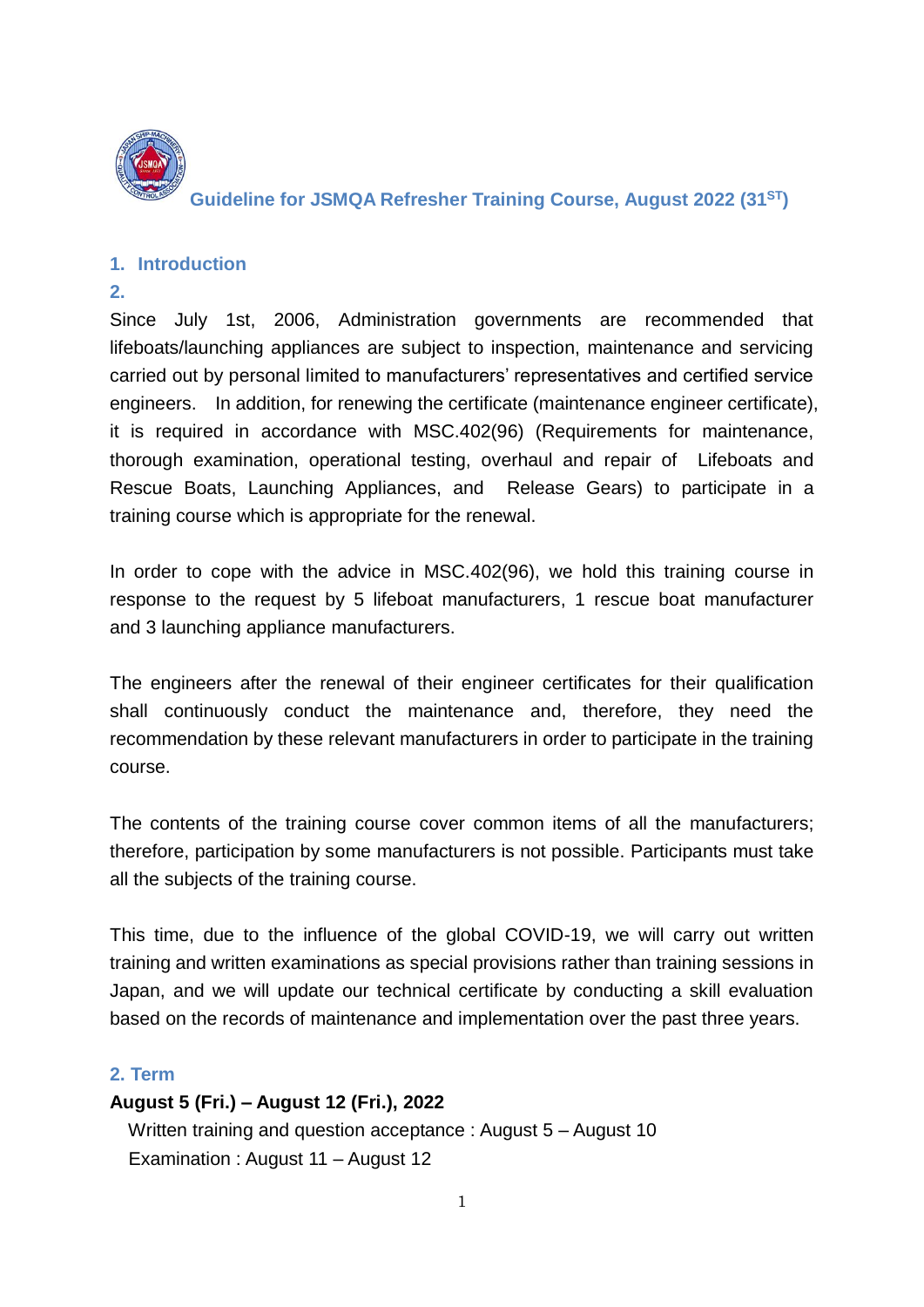# Guideline for JSMQA Refresher Training Course, August 2022 (31ST)

## 1. Introduction

## 2.

Since July 1st, 2006, Administration governments are recommended that lifeboats/launching appliances are subject to inspection, maintenance and servicing carried out by personal limited to manufacturers' representatives and certified service engineers. In addition, for renewing the certificate (maintenance engineer certificate), it is required in accordance with MSC.402(96) (Requirements for maintenance, thorough examination, operational testing, overhaul and repair of Lifeboats and Rescue Boats, Launching Appliances, and Release Gears) to participate in a training course which is appropriate for the renewal.

In order to cope with the advice in MSC.402(96), we hold this training course in response to the request by 5 lifeboat manufacturers, 1 rescue boat manufacturer and 3 launching appliance manufacturers.

The engineers after the renewal of their engineer certificates for their qualification shall continuously conduct the maintenance and, therefore, they need the recommendation by these relevant manufacturers in order to participate in the training course.

The contents of the training course cover common items of all the manufacturers; therefore, participation by some manufacturers is not possible. Participants must take all the subjects of the training course.

This time, due to the influence of the global COVID-19, we will carry out written training and written examinations as special provisions rather than training sessions in Japan, and we will update our technical certificate by conducting a skill evaluation based on the records of maintenance and implementation over the past three years.

## 2. Term

**August 5 (Fri.) – August 12 (Fri.), 2022**

Written training and question acceptance : August 5 – August 10

Examination : August 11 – August 12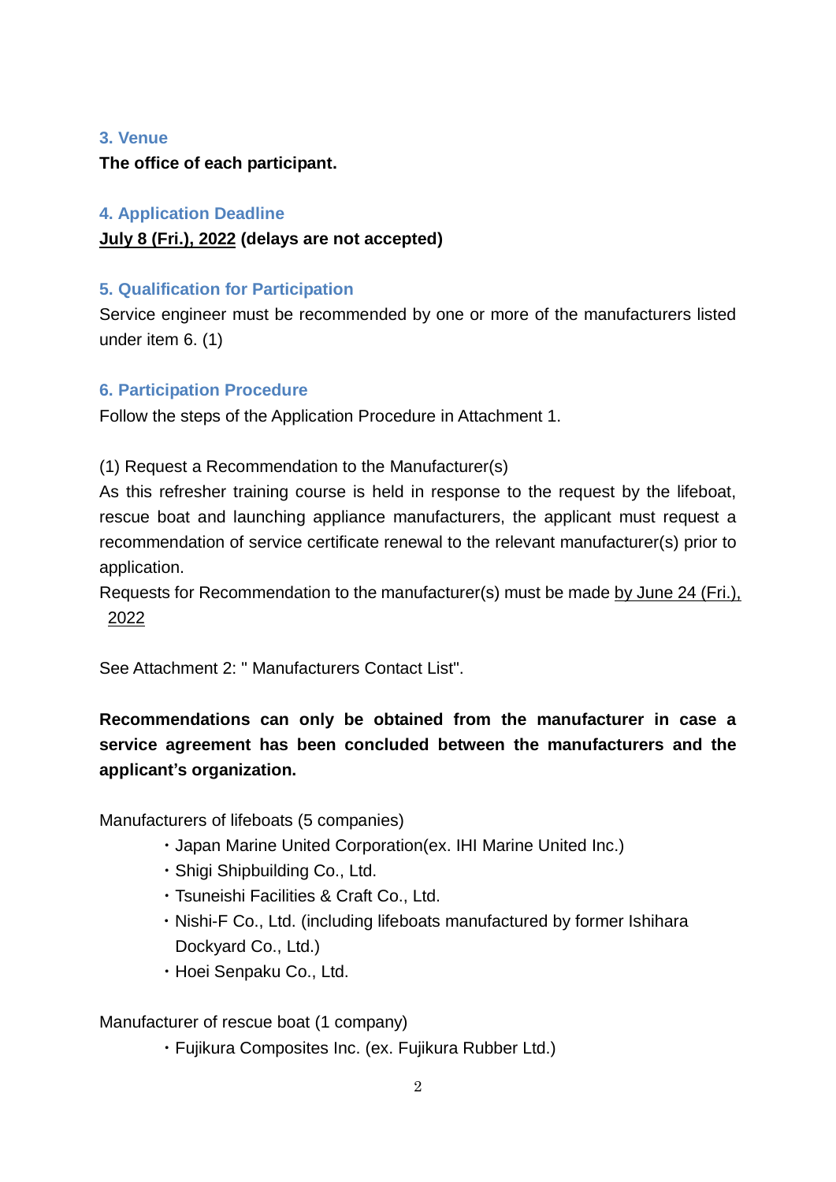## 3. Venue

**The office of each participant.**

## 4. Application Deadline

**July 8 (Fri.), 2022 (delays are not accepted)**

## 5. Qualification for Participation

Service engineer must be recommended by one or more of the manufacturers listed under item 6. (1)

## 6. Participation Procedure

Follow the steps of the Application Procedure in Attachment 1.

(1) Request a Recommendation to the Manufacturer(s)

As this refresher training course is held in response to the request by the lifeboat, rescue boat and launching appliance manufacturers, the applicant must request a recommendation of service certificate renewal to the relevant manufacturer(s) prior to application.

Requests for Recommendation to the manufacturer(s) must be made by June 24 (Fri.), 2022

See Attachment 2: " Manufacturers Contact List".

**Recommendations can only be obtained from the manufacturer in case a service agreement has been concluded between the manufacturers and the applicant's organization.**

Manufacturers of lifeboats (5 companies)

- Japan Marine United Corporation(ex. IHI Marine United Inc.)
- Shigi Shipbuilding Co., Ltd.
- Tsuneishi Facilities & Craft Co., Ltd.
- Nishi-F Co., Ltd. (including lifeboats manufactured by former Ishihara Dockyard Co., Ltd.)
- Hoei Senpaku Co., Ltd.

Manufacturer of rescue boat (1 company)

- Fujikura Composites Inc. (ex. Fujikura Rubber Ltd.)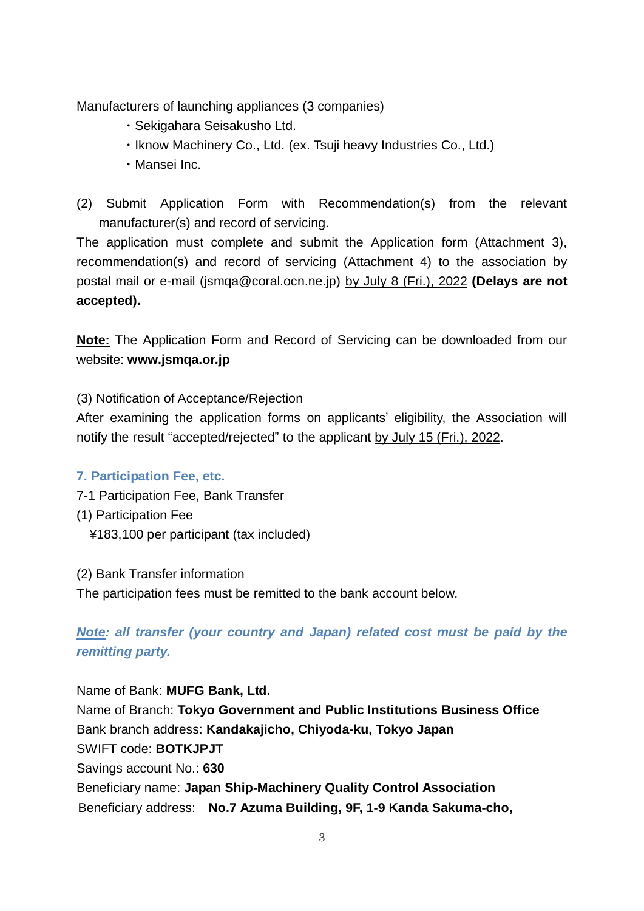Manufacturers of launching appliances (3 companies)

- ・Sekigahara Seisakusho Ltd.
- ・Iknow Machinery Co., Ltd. (ex. Tsuji heavy Industries Co., Ltd.)
- ・Mansei Inc.

(2) Submit Application Form with Recommendation(s) from the relevant manufacturer(s) and record of servicing.

The application must complete and submit the Application form (Attachment 3), recommendation(s) and record of servicing (Attachment 4) to the association by postal mail or e-mail (jsmqa@coral.ocn.ne.jp) by July 8 (Fri.), 2022 **(Delays are not accepted).**

**Note:** The Application Form and Record of Servicing can be downloaded from our website: **www.jsmqa.or.jp**

(3) Notification of Acceptance/Rejection

After examining the application forms on applicants' eligibility, the Association will notify the result "accepted/rejected" to the applicant by July 15 (Fri.), 2022.

### 7. Participation Fee, etc.

7-1 Participation Fee, Bank Transfer

(1) Participation Fee

¥183,100 per participant (tax included)

(2) Bank Transfer information

The participation fees must be remitted to the bank account below.

***Note: all transfer (your country and Japan) related cost must be paid by the remitting party.***

Name of Bank: **MUFG Bank, Ltd.**
Name of Branch: **Tokyo Government and Public Institutions Business Office**
Bank branch address: **Kandakajicho, Chiyoda-ku, Tokyo Japan**
SWIFT code: **BOTKJPJT**
Savings account No.: **630**
Beneficiary name: **Japan Ship-Machinery Quality Control Association**
Beneficiary address: **No.7 Azuma Building, 9F, 1-9 Kanda Sakuma-cho,**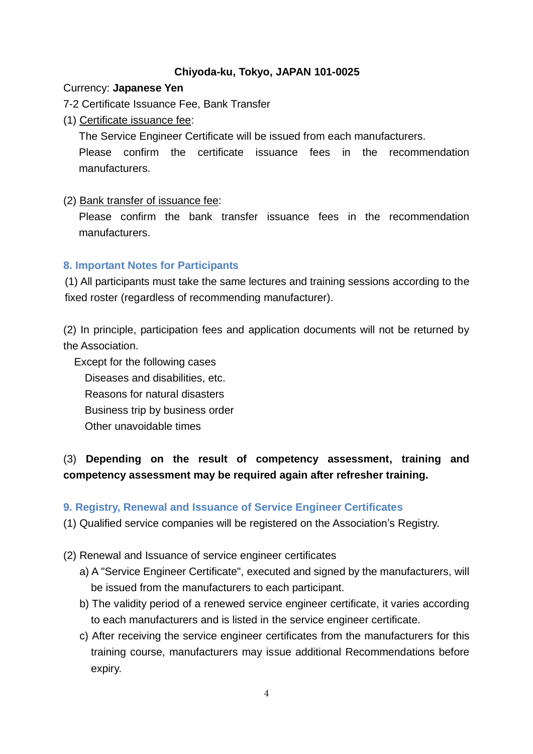**Chiyoda-ku, Tokyo, JAPAN 101-0025**

Currency: **Japanese Yen**

7-2 Certificate Issuance Fee, Bank Transfer

(1) Certificate issuance fee:

The Service Engineer Certificate will be issued from each manufacturers.
Please confirm the certificate issuance fees in the recommendation manufacturers.

(2) Bank transfer of issuance fee:

Please confirm the bank transfer issuance fees in the recommendation manufacturers.

## 8. Important Notes for Participants

(1) All participants must take the same lectures and training sessions according to the fixed roster (regardless of recommending manufacturer).

(2) In principle, participation fees and application documents will not be returned by the Association.

Except for the following cases

Diseases and disabilities, etc.
Reasons for natural disasters
Business trip by business order
Other unavoidable times

(3) **Depending on the result of competency assessment, training and competency assessment may be required again after refresher training.**

## 9. Registry, Renewal and Issuance of Service Engineer Certificates

(1) Qualified service companies will be registered on the Association's Registry.

(2) Renewal and Issuance of service engineer certificates

a) A "Service Engineer Certificate", executed and signed by the manufacturers, will be issued from the manufacturers to each participant.

b) The validity period of a renewed service engineer certificate, it varies according to each manufacturers and is listed in the service engineer certificate.

c) After receiving the service engineer certificates from the manufacturers for this training course, manufacturers may issue additional Recommendations before expiry.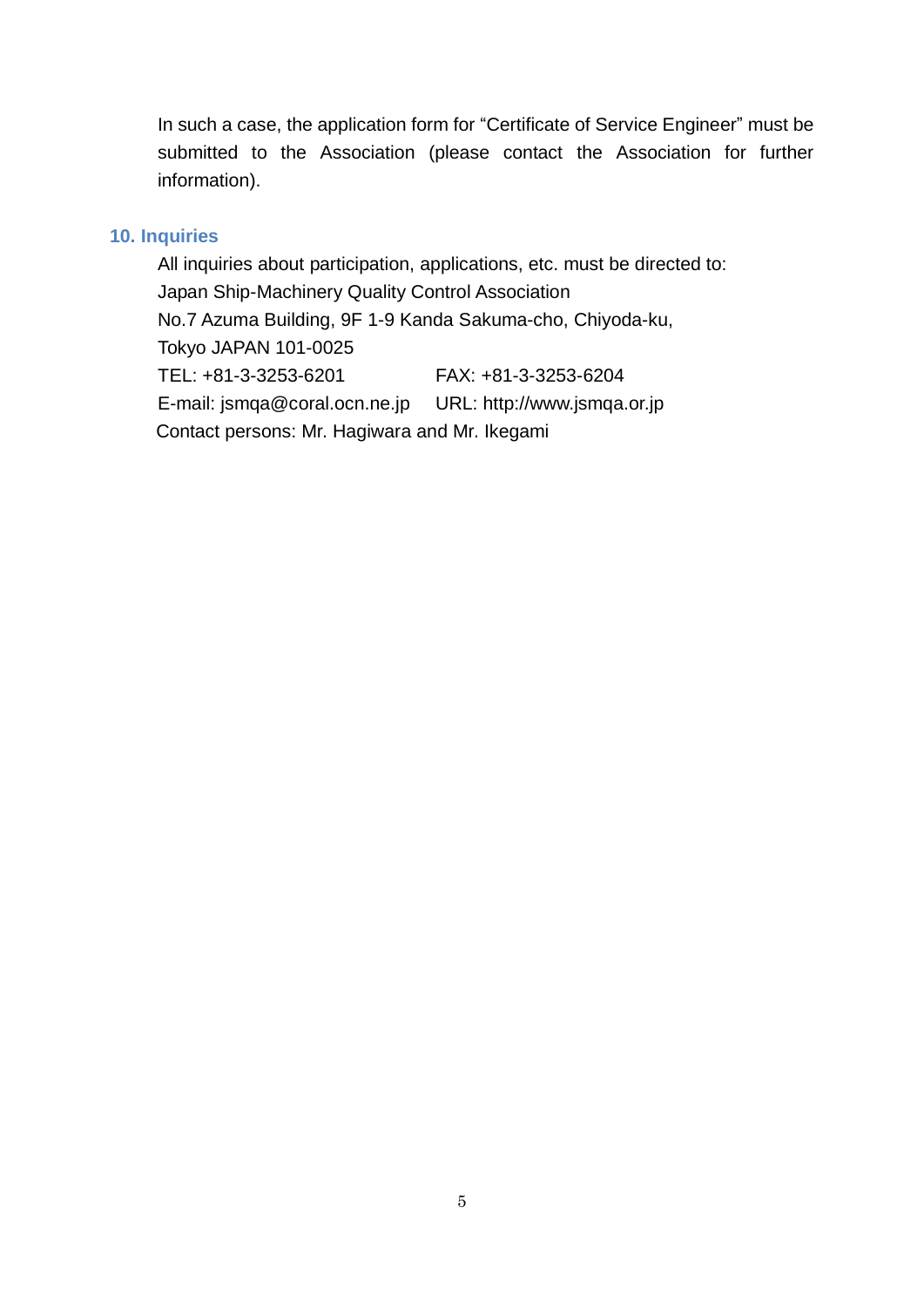In such a case, the application form for "Certificate of Service Engineer" must be submitted to the Association (please contact the Association for further information).

## 10. Inquiries

All inquiries about participation, applications, etc. must be directed to:
Japan Ship-Machinery Quality Control Association
No.7 Azuma Building, 9F 1-9 Kanda Sakuma-cho, Chiyoda-ku,
Tokyo JAPAN 101-0025
TEL: +81-3-3253-6201 FAX: +81-3-3253-6204
E-mail: jsmqa@coral.ocn.ne.jp URL: http://www.jsmqa.or.jp
Contact persons: Mr. Hagiwara and Mr. Ikegami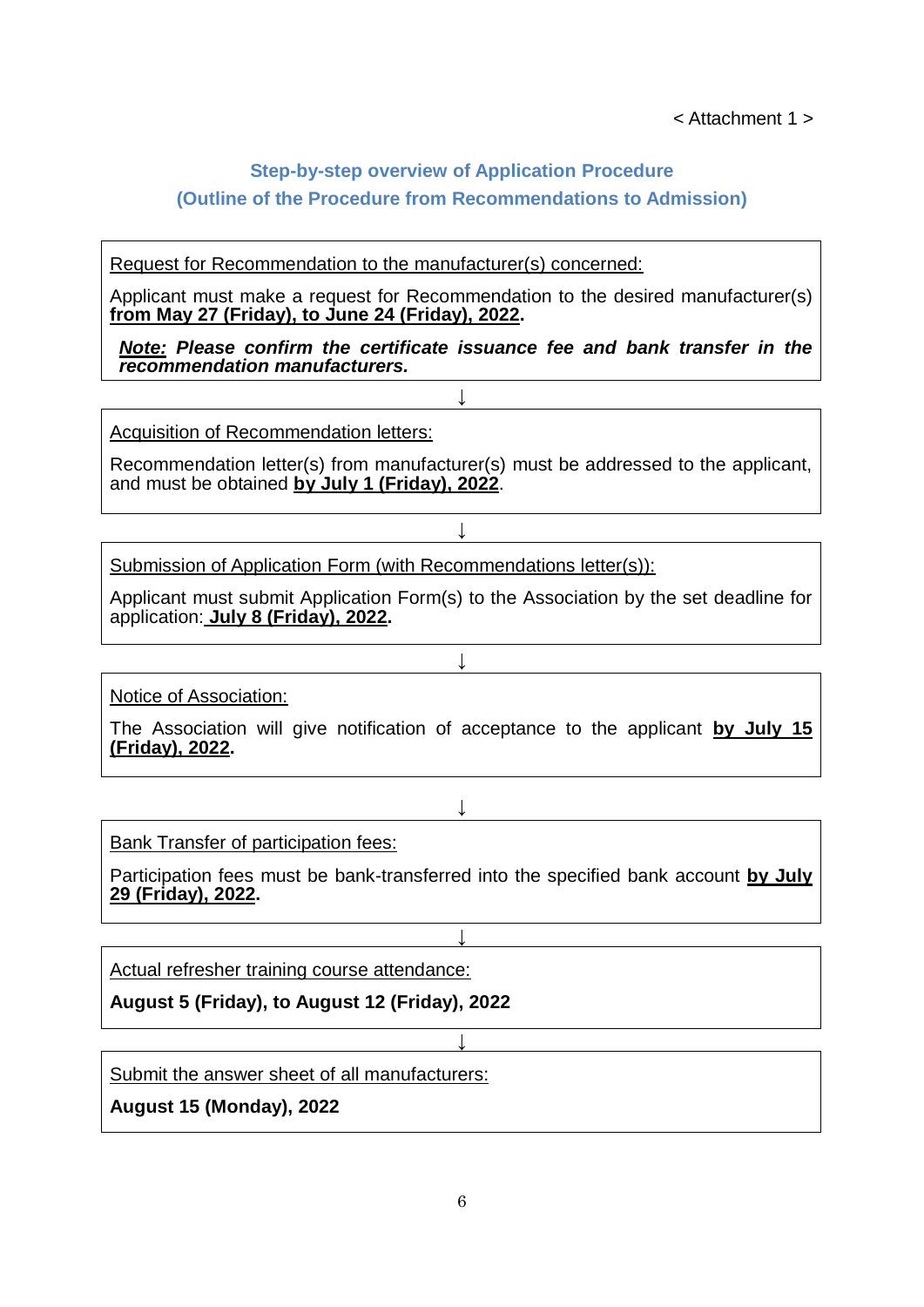< Attachment 1 >

## Step-by-step overview of Application Procedure
## (Outline of the Procedure from Recommendations to Admission)

Request for Recommendation to the manufacturer(s) concerned:

Applicant must make a request for Recommendation to the desired manufacturer(s) **from May 27 (Friday), to June 24 (Friday), 2022**.

***Note:* Please confirm the certificate issuance fee and bank transfer in the recommendation manufacturers.**

↓

Acquisition of Recommendation letters:

Recommendation letter(s) from manufacturer(s) must be addressed to the applicant, and must be obtained **by July 1 (Friday), 2022**.

↓

Submission of Application Form (with Recommendations letter(s)):

Applicant must submit Application Form(s) to the Association by the set deadline for application: **July 8 (Friday), 2022**.

↓

Notice of Association:

The Association will give notification of acceptance to the applicant **by July 15 (Friday), 2022**.

↓

Bank Transfer of participation fees:

Participation fees must be bank-transferred into the specified bank account **by July 29 (Friday), 2022**.

↓

Actual refresher training course attendance:

**August 5 (Friday), to August 12 (Friday), 2022**

↓

Submit the answer sheet of all manufacturers:

**August 15 (Monday), 2022**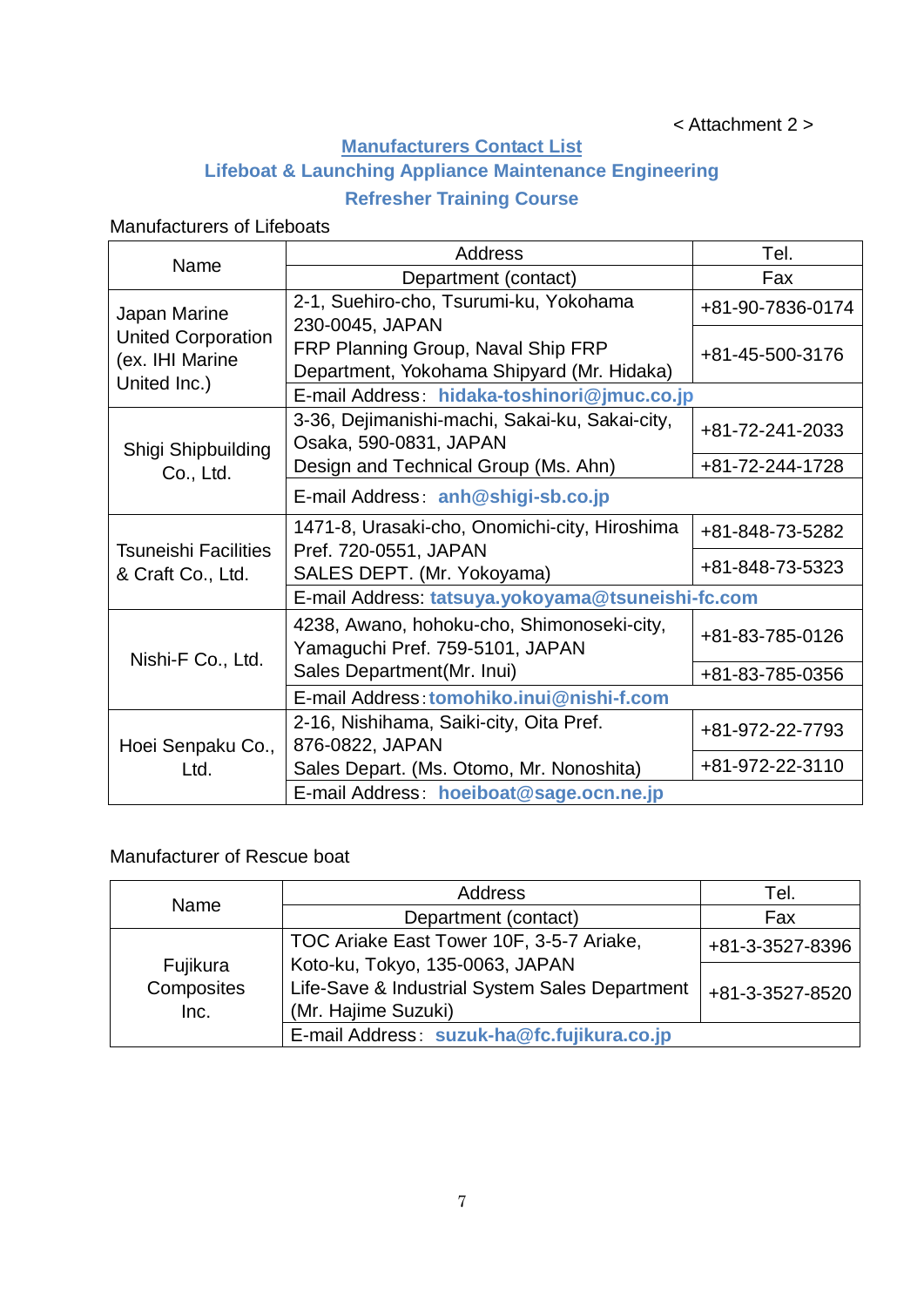< Attachment 2 >

## Manufacturers Contact List
## Lifeboat & Launching Appliance Maintenance Engineering Refresher Training Course

Manufacturers of Lifeboats

| Name | Address / Department (contact) | Tel. / Fax |
|---|---|---|
| Japan Marine United Corporation (ex. IHI Marine United Inc.) | 2-1, Suehiro-cho, Tsurumi-ku, Yokohama 230-0045, JAPAN<br>FRP Planning Group, Naval Ship FRP Department, Yokohama Shipyard (Mr. Hidaka) | +81-90-7836-0174<br>+81-45-500-3176 |
| | E-mail Address: **hidaka-toshinori@jmuc.co.jp** | |
| Shigi Shipbuilding Co., Ltd. | 3-36, Dejimanishi-machi, Sakai-ku, Sakai-city, Osaka, 590-0831, JAPAN<br>Design and Technical Group (Ms. Ahn) | +81-72-241-2033<br>+81-72-244-1728 |
| | E-mail Address: **anh@shigi-sb.co.jp** | |
| Tsuneishi Facilities & Craft Co., Ltd. | 1471-8, Urasaki-cho, Onomichi-city, Hiroshima Pref. 720-0551, JAPAN<br>SALES DEPT. (Mr. Yokoyama) | +81-848-73-5282<br>+81-848-73-5323 |
| | E-mail Address: **tatsuya.yokoyama@tsuneishi-fc.com** | |
| Nishi-F Co., Ltd. | 4238, Awano, hohoku-cho, Shimonoseki-city, Yamaguchi Pref. 759-5101, JAPAN<br>Sales Department(Mr. Inui) | +81-83-785-0126<br>+81-83-785-0356 |
| | E-mail Address: **tomohiko.inui@nishi-f.com** | |
| Hoei Senpaku Co., Ltd. | 2-16, Nishihama, Saiki-city, Oita Pref. 876-0822, JAPAN<br>Sales Depart. (Ms. Otomo, Mr. Nonoshita) | +81-972-22-7793<br>+81-972-22-3110 |
| | E-mail Address: **hoeiboat@sage.ocn.ne.jp** | |

Manufacturer of Rescue boat

| Name | Address / Department (contact) | Tel. / Fax |
|---|---|---|
| Fujikura Composites Inc. | TOC Ariake East Tower 10F, 3-5-7 Ariake, Koto-ku, Tokyo, 135-0063, JAPAN<br>Life-Save & Industrial System Sales Department (Mr. Hajime Suzuki) | +81-3-3527-8396<br>+81-3-3527-8520 |
| | E-mail Address: **suzuk-ha@fc.fujikura.co.jp** | |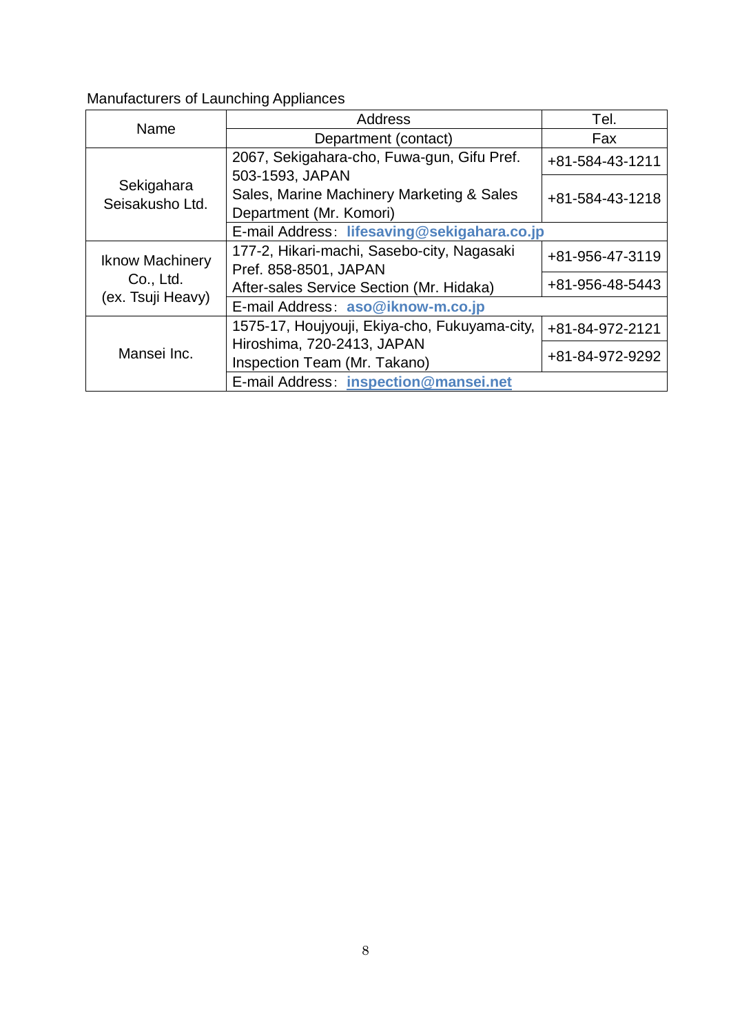Manufacturers of Launching Appliances

| Name | Address / Department (contact) | Tel. / Fax |
|---|---|---|
| Sekigahara Seisakusho Ltd. | 2067, Sekigahara-cho, Fuwa-gun, Gifu Pref. 503-1593, JAPAN<br>Sales, Marine Machinery Marketing & Sales Department (Mr. Komori) | +81-584-43-1211<br>+81-584-43-1218 |
| | E-mail Address: **lifesaving@sekigahara.co.jp** | |
| Iknow Machinery Co., Ltd. (ex. Tsuji Heavy) | 177-2, Hikari-machi, Sasebo-city, Nagasaki Pref. 858-8501, JAPAN<br>After-sales Service Section (Mr. Hidaka) | +81-956-47-3119<br>+81-956-48-5443 |
| | E-mail Address: **aso@iknow-m.co.jp** | |
| Mansei Inc. | 1575-17, Houjyouji, Ekiya-cho, Fukuyama-city, Hiroshima, 720-2413, JAPAN<br>Inspection Team (Mr. Takano) | +81-84-972-2121<br>+81-84-972-9292 |
| | E-mail Address: **inspection@mansei.net** | |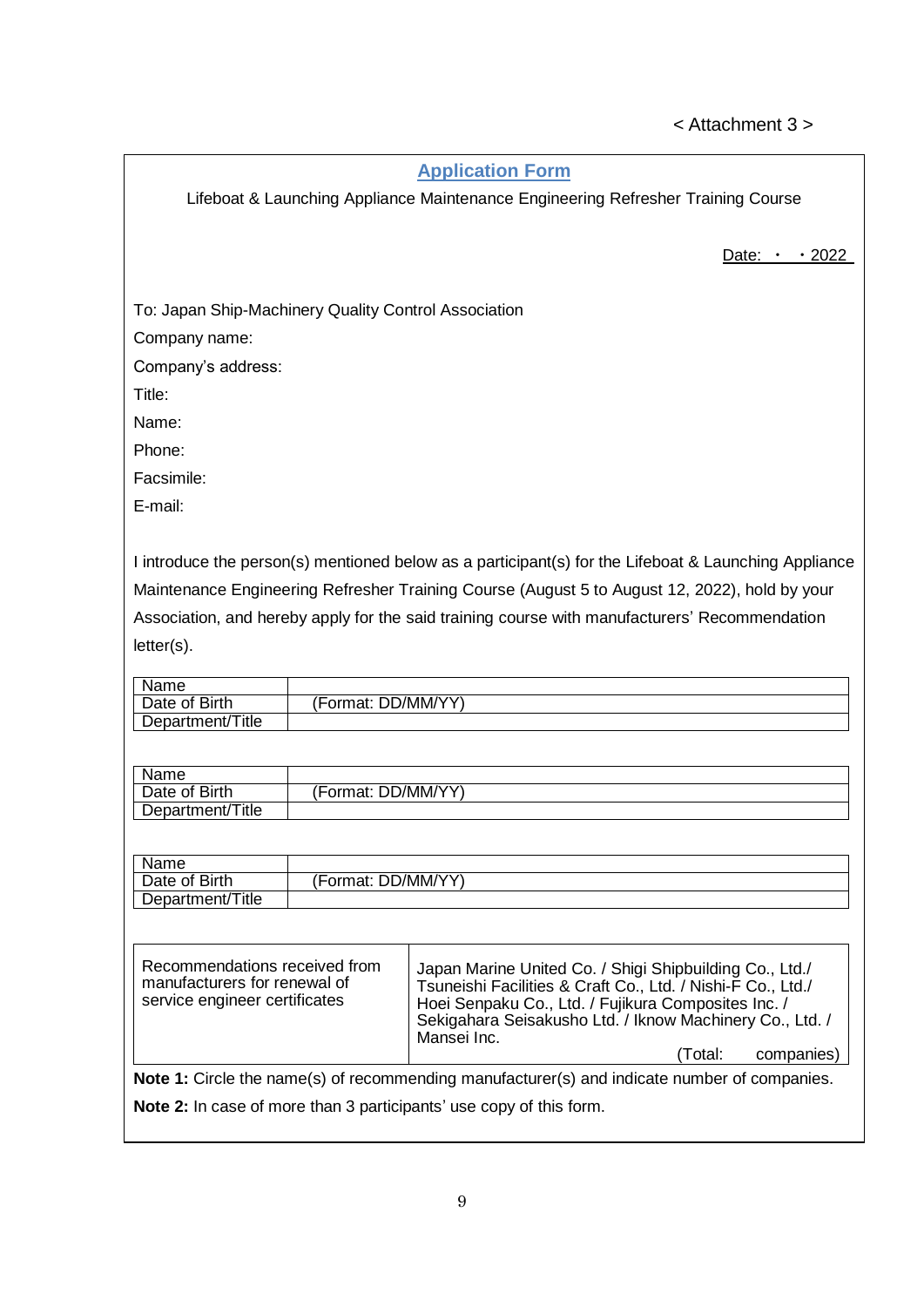< Attachment 3 >

## Application Form

Lifeboat & Launching Appliance Maintenance Engineering Refresher Training Course

Date: ・ ・2022

To: Japan Ship-Machinery Quality Control Association

Company name:

Company's address:

Title:

Name:

Phone:

Facsimile:

E-mail:

I introduce the person(s) mentioned below as a participant(s) for the Lifeboat & Launching Appliance Maintenance Engineering Refresher Training Course (August 5 to August 12, 2022), hold by your Association, and hereby apply for the said training course with manufacturers' Recommendation letter(s).

| Name | |
|---|---|
| Date of Birth | (Format: DD/MM/YY) |
| Department/Title | |

| Name | |
|---|---|
| Date of Birth | (Format: DD/MM/YY) |
| Department/Title | |

| Name | |
|---|---|
| Date of Birth | (Format: DD/MM/YY) |
| Department/Title | |

| Recommendations received from manufacturers for renewal of service engineer certificates | Japan Marine United Co. / Shigi Shipbuilding Co., Ltd./ Tsuneishi Facilities & Craft Co., Ltd. / Nishi-F Co., Ltd./ Hoei Senpaku Co., Ltd. / Fujikura Composites Inc. / Sekigahara Seisakusho Ltd. / Iknow Machinery Co., Ltd. / Mansei Inc. (Total: companies) |
|---|---|

**Note 1:** Circle the name(s) of recommending manufacturer(s) and indicate number of companies.

**Note 2:** In case of more than 3 participants' use copy of this form.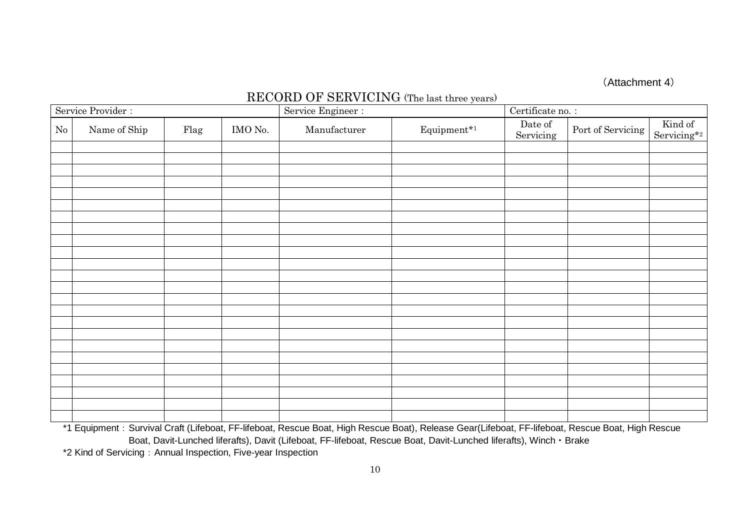（Attachment 4）

# RECORD OF SERVICING (The last three years)

| Service Provider : | | | | Service Engineer : | | Certificate no. : | | |
|---|---|---|---|---|---|---|---|---|
| No | Name of Ship | Flag | IMO No. | Manufacturer | Equipment*1 | Date of Servicing | Port of Servicing | Kind of Servicing*2 |
| | | | | | | | | |
| | | | | | | | | |
| | | | | | | | | |
| | | | | | | | | |
| | | | | | | | | |
| | | | | | | | | |
| | | | | | | | | |
| | | | | | | | | |
| | | | | | | | | |
| | | | | | | | | |
| | | | | | | | | |
| | | | | | | | | |
| | | | | | | | | |
| | | | | | | | | |
| | | | | | | | | |
| | | | | | | | | |
| | | | | | | | | |
| | | | | | | | | |
| | | | | | | | | |
| | | | | | | | | |
| | | | | | | | | |
| | | | | | | | | |
| | | | | | | | | |
| | | | | | | | | |

*1 Equipment：Survival Craft (Lifeboat, FF-lifeboat, Rescue Boat, High Rescue Boat), Release Gear(Lifeboat, FF-lifeboat, Rescue Boat, High Rescue Boat, Davit-Lunched liferafts), Davit (Lifeboat, FF-lifeboat, Rescue Boat, Davit-Lunched liferafts), Winch・Brake

*2 Kind of Servicing：Annual Inspection, Five-year Inspection